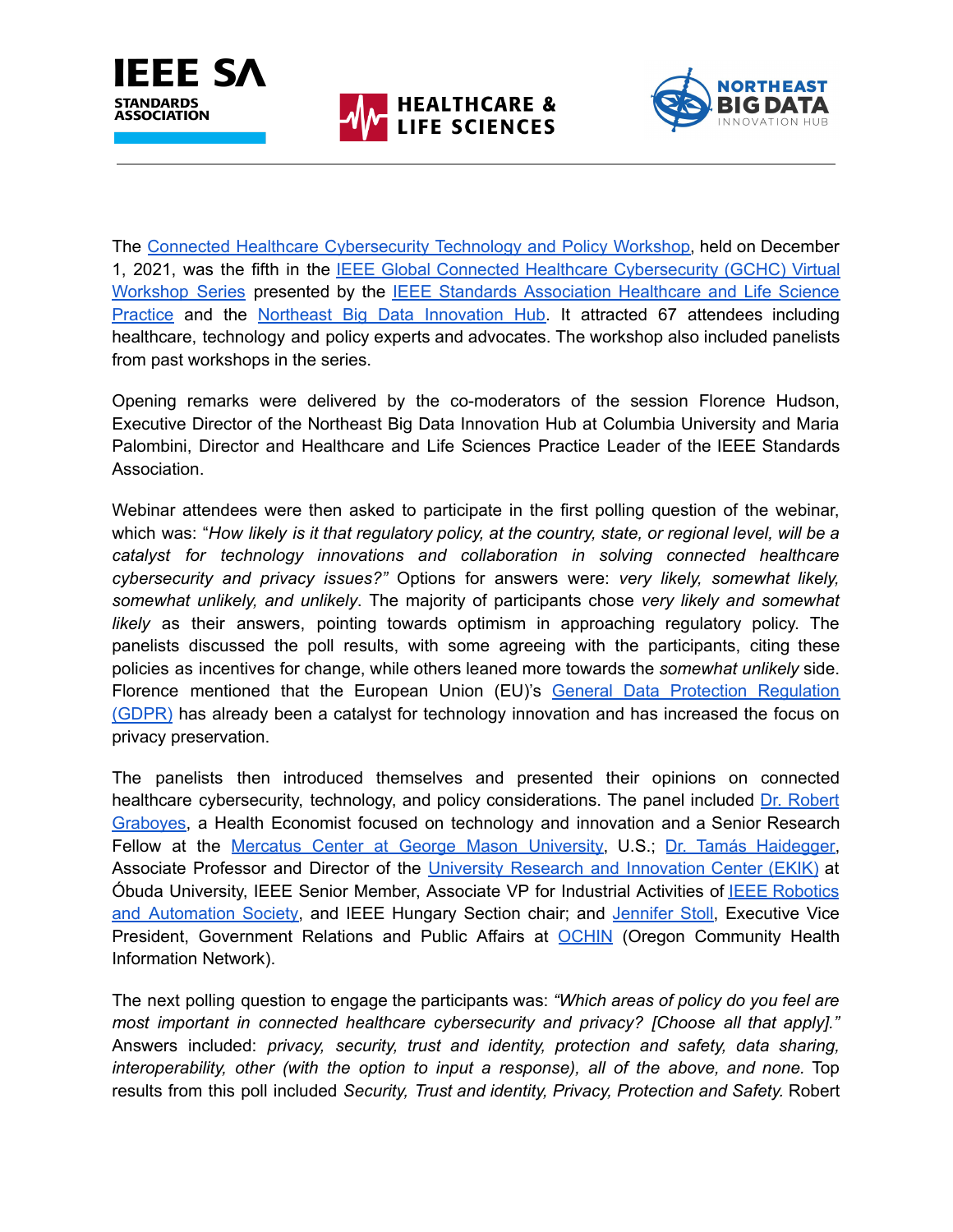The Connected Healthcare Cybersecurity Technology and Policy Workshop, held on December 1, 2021, was the fifth in the IEEE Global Connected Healthcare Cybersecurity (GCHC) Virtual Workshop Series presented by the IEEE Standards Association Healthcare and Life Science Practice and the Northeast Big Data Innovation Hub. It attracted 67 attendees including healthcare, technology and policy experts and advocates. The workshop also included panelists from past workshops in the series.

Opening remarks were delivered by the co-moderators of the session Florence Hudson, Executive Director of the Northeast Big Data Innovation Hub at Columbia University and Maria Palombini, Director and Healthcare and Life Sciences Practice Leader of the IEEE Standards Association.

Webinar attendees were then asked to participate in the first polling question of the webinar, which was: "*How likely is it that regulatory policy, at the country, state, or regional level, will be a catalyst for technology innovations and collaboration in solving connected healthcare cybersecurity and privacy issues?"* Options for answers were: *very likely, somewhat likely, somewhat unlikely, and unlikely*. The majority of participants chose *very likely and somewhat likely* as their answers, pointing towards optimism in approaching regulatory policy. The panelists discussed the poll results, with some agreeing with the participants, citing these policies as incentives for change, while others leaned more towards the *somewhat unlikely* side. Florence mentioned that the European Union (EU)'s General Data Protection Regulation (GDPR) has already been a catalyst for technology innovation and has increased the focus on privacy preservation.

The panelists then introduced themselves and presented their opinions on connected healthcare cybersecurity, technology, and policy considerations. The panel included Dr. Robert Graboyes, a Health Economist focused on technology and innovation and a Senior Research Fellow at the Mercatus Center at George Mason University, U.S.; Dr. Tamás Haidegger, Associate Professor and Director of the University Research and Innovation Center (EKIK) at Óbuda University, IEEE Senior Member, Associate VP for Industrial Activities of IEEE Robotics and Automation Society, and IEEE Hungary Section chair; and Jennifer Stoll, Executive Vice President, Government Relations and Public Affairs at OCHIN (Oregon Community Health Information Network).

The next polling question to engage the participants was: *"Which areas of policy do you feel are most important in connected healthcare cybersecurity and privacy? [Choose all that apply]."* Answers included: *privacy, security, trust and identity, protection and safety, data sharing, interoperability, other (with the option to input a response), all of the above, and none.* Top results from this poll included *Security, Trust and identity, Privacy, Protection and Safety.* Robert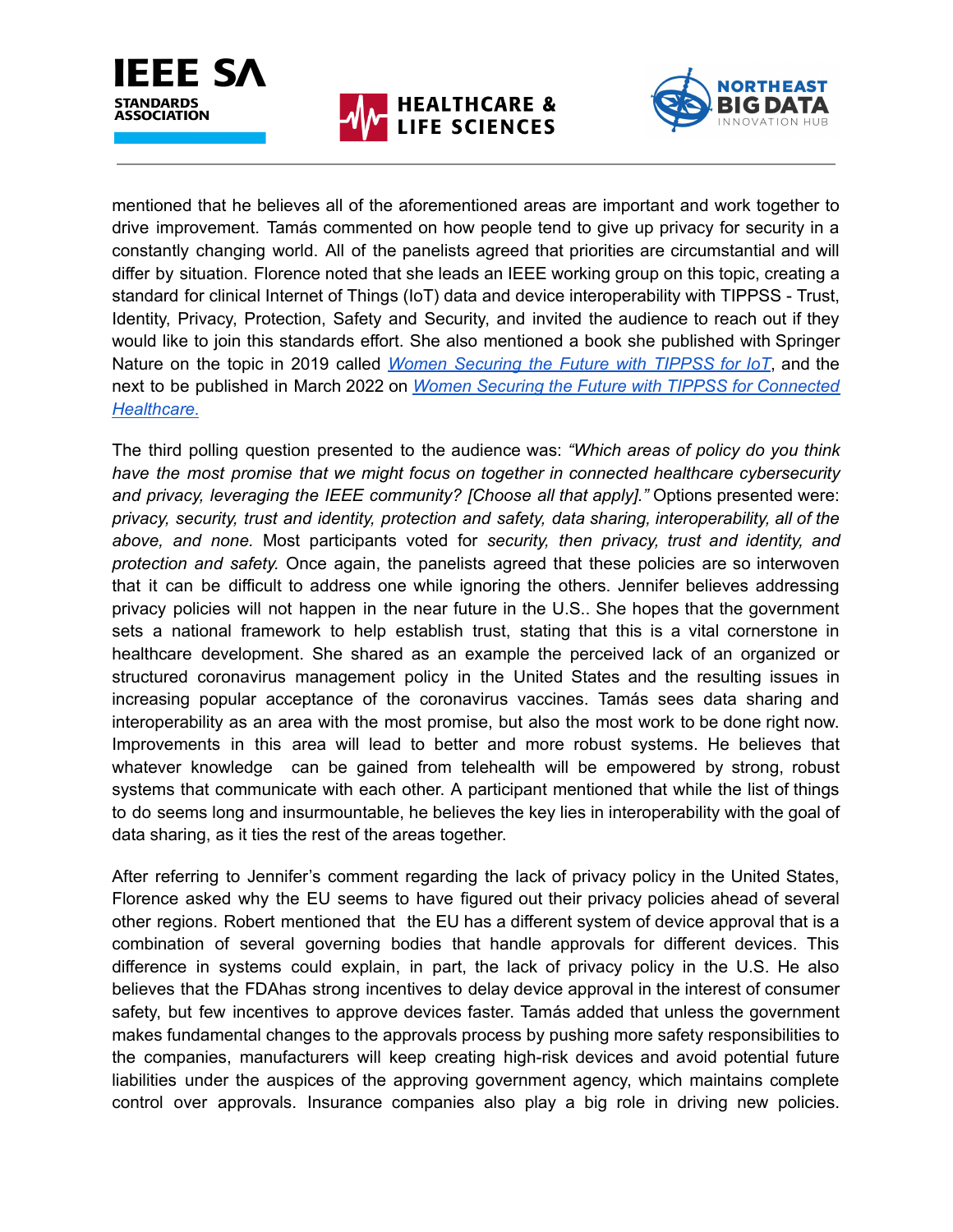mentioned that he believes all of the aforementioned areas are important and work together to drive improvement. Tamás commented on how people tend to give up privacy for security in a constantly changing world. All of the panelists agreed that priorities are circumstantial and will differ by situation. Florence noted that she leads an IEEE working group on this topic, creating a standard for clinical Internet of Things (IoT) data and device interoperability with TIPPSS - Trust, Identity, Privacy, Protection, Safety and Security, and invited the audience to reach out if they would like to join this standards effort. She also mentioned a book she published with Springer Nature on the topic in 2019 called [Women Securing the Future with TIPPSS for IoT](), and the next to be published in March 2022 on [Women Securing the Future with TIPPSS for Connected Healthcare.]()

The third polling question presented to the audience was: *"Which areas of policy do you think have the most promise that we might focus on together in connected healthcare cybersecurity and privacy, leveraging the IEEE community? [Choose all that apply]."* Options presented were: *privacy, security, trust and identity, protection and safety, data sharing, interoperability, all of the above, and none.* Most participants voted for *security, then privacy, trust and identity, and protection and safety.* Once again, the panelists agreed that these policies are so interwoven that it can be difficult to address one while ignoring the others. Jennifer believes addressing privacy policies will not happen in the near future in the U.S.. She hopes that the government sets a national framework to help establish trust, stating that this is a vital cornerstone in healthcare development. She shared as an example the perceived lack of an organized or structured coronavirus management policy in the United States and the resulting issues in increasing popular acceptance of the coronavirus vaccines. Tamás sees data sharing and interoperability as an area with the most promise, but also the most work to be done right now. Improvements in this area will lead to better and more robust systems. He believes that whatever knowledge can be gained from telehealth will be empowered by strong, robust systems that communicate with each other. A participant mentioned that while the list of things to do seems long and insurmountable, he believes the key lies in interoperability with the goal of data sharing, as it ties the rest of the areas together.

After referring to Jennifer's comment regarding the lack of privacy policy in the United States, Florence asked why the EU seems to have figured out their privacy policies ahead of several other regions. Robert mentioned that the EU has a different system of device approval that is a combination of several governing bodies that handle approvals for different devices. This difference in systems could explain, in part, the lack of privacy policy in the U.S. He also believes that the FDAhas strong incentives to delay device approval in the interest of consumer safety, but few incentives to approve devices faster. Tamás added that unless the government makes fundamental changes to the approvals process by pushing more safety responsibilities to the companies, manufacturers will keep creating high-risk devices and avoid potential future liabilities under the auspices of the approving government agency, which maintains complete control over approvals. Insurance companies also play a big role in driving new policies.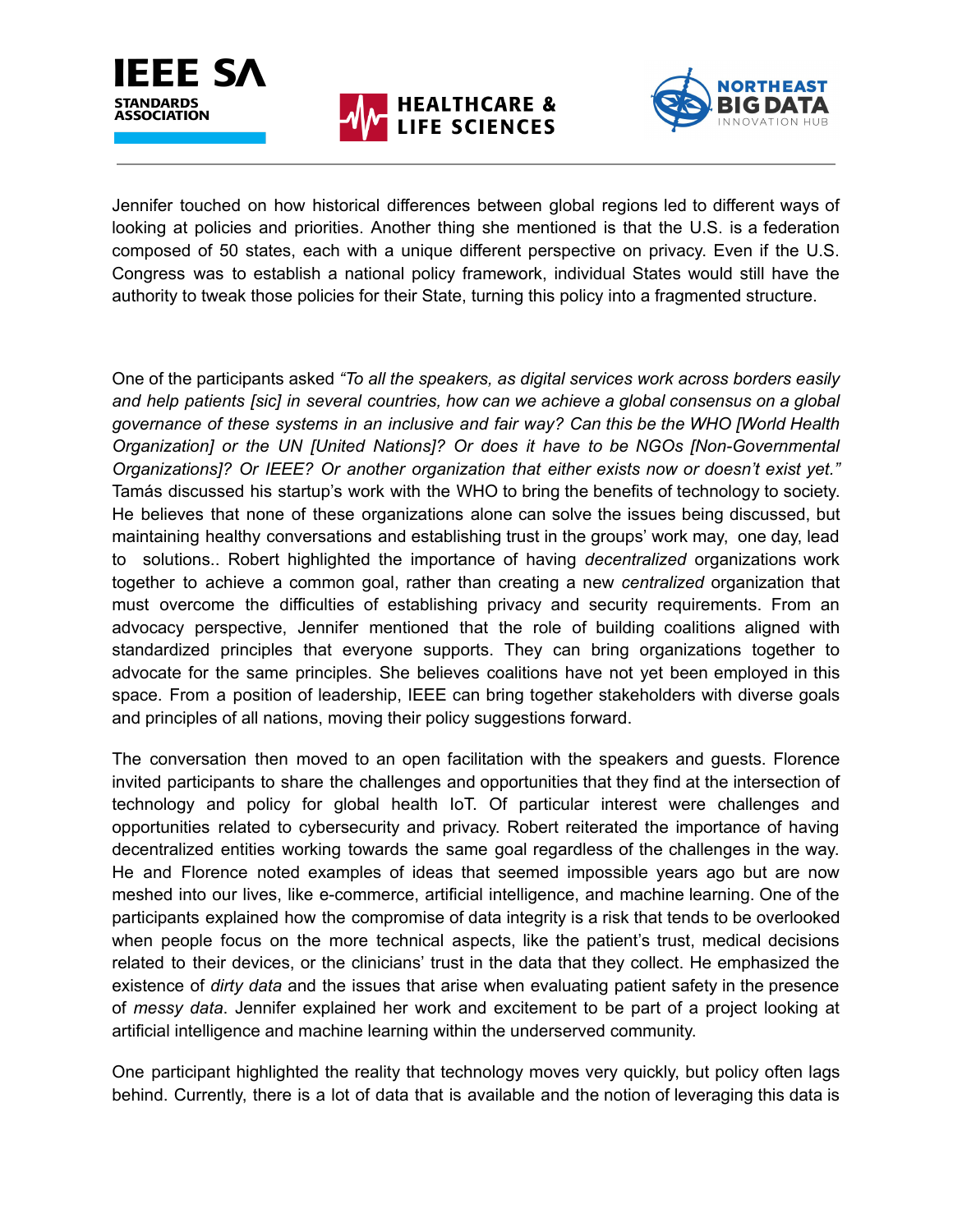Jennifer touched on how historical differences between global regions led to different ways of looking at policies and priorities. Another thing she mentioned is that the U.S. is a federation composed of 50 states, each with a unique different perspective on privacy. Even if the U.S. Congress was to establish a national policy framework, individual States would still have the authority to tweak those policies for their State, turning this policy into a fragmented structure.

One of the participants asked *"To all the speakers, as digital services work across borders easily and help patients [sic] in several countries, how can we achieve a global consensus on a global governance of these systems in an inclusive and fair way? Can this be the WHO [World Health Organization] or the UN [United Nations]? Or does it have to be NGOs [Non-Governmental Organizations]? Or IEEE? Or another organization that either exists now or doesn't exist yet."* Tamás discussed his startup's work with the WHO to bring the benefits of technology to society. He believes that none of these organizations alone can solve the issues being discussed, but maintaining healthy conversations and establishing trust in the groups' work may, one day, lead to solutions.. Robert highlighted the importance of having *decentralized* organizations work together to achieve a common goal, rather than creating a new *centralized* organization that must overcome the difficulties of establishing privacy and security requirements. From an advocacy perspective, Jennifer mentioned that the role of building coalitions aligned with standardized principles that everyone supports. They can bring organizations together to advocate for the same principles. She believes coalitions have not yet been employed in this space. From a position of leadership, IEEE can bring together stakeholders with diverse goals and principles of all nations, moving their policy suggestions forward.

The conversation then moved to an open facilitation with the speakers and guests. Florence invited participants to share the challenges and opportunities that they find at the intersection of technology and policy for global health IoT. Of particular interest were challenges and opportunities related to cybersecurity and privacy. Robert reiterated the importance of having decentralized entities working towards the same goal regardless of the challenges in the way. He and Florence noted examples of ideas that seemed impossible years ago but are now meshed into our lives, like e-commerce, artificial intelligence, and machine learning. One of the participants explained how the compromise of data integrity is a risk that tends to be overlooked when people focus on the more technical aspects, like the patient's trust, medical decisions related to their devices, or the clinicians' trust in the data that they collect. He emphasized the existence of *dirty data* and the issues that arise when evaluating patient safety in the presence of *messy data*. Jennifer explained her work and excitement to be part of a project looking at artificial intelligence and machine learning within the underserved community.

One participant highlighted the reality that technology moves very quickly, but policy often lags behind. Currently, there is a lot of data that is available and the notion of leveraging this data is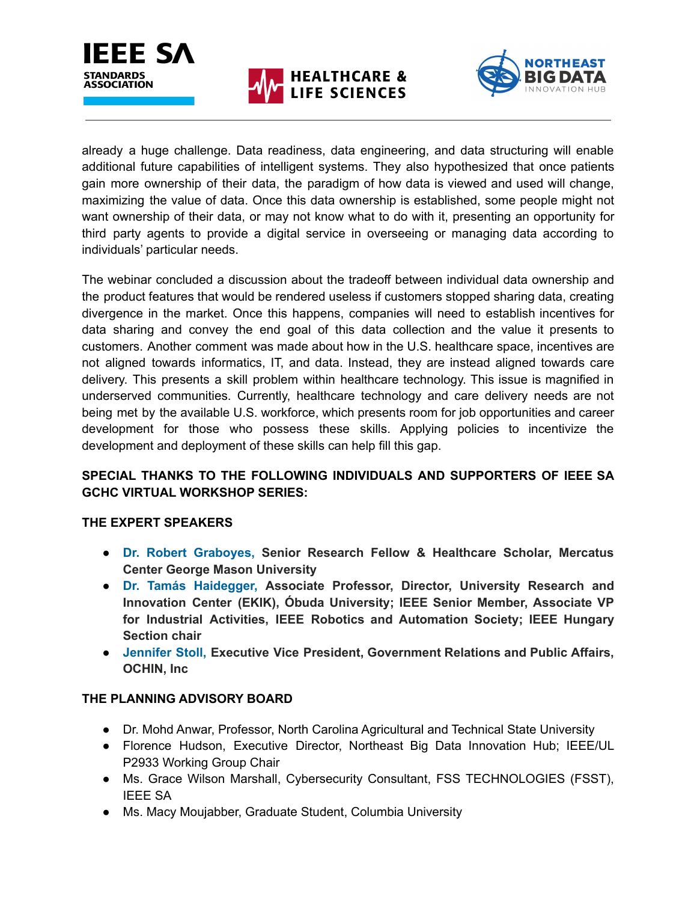already a huge challenge. Data readiness, data engineering, and data structuring will enable additional future capabilities of intelligent systems. They also hypothesized that once patients gain more ownership of their data, the paradigm of how data is viewed and used will change, maximizing the value of data. Once this data ownership is established, some people might not want ownership of their data, or may not know what to do with it, presenting an opportunity for third party agents to provide a digital service in overseeing or managing data according to individuals' particular needs.

The webinar concluded a discussion about the tradeoff between individual data ownership and the product features that would be rendered useless if customers stopped sharing data, creating divergence in the market. Once this happens, companies will need to establish incentives for data sharing and convey the end goal of this data collection and the value it presents to customers. Another comment was made about how in the U.S. healthcare space, incentives are not aligned towards informatics, IT, and data. Instead, they are instead aligned towards care delivery. This presents a skill problem within healthcare technology. This issue is magnified in underserved communities. Currently, healthcare technology and care delivery needs are not being met by the available U.S. workforce, which presents room for job opportunities and career development for those who possess these skills. Applying policies to incentivize the development and deployment of these skills can help fill this gap.

**SPECIAL THANKS TO THE FOLLOWING INDIVIDUALS AND SUPPORTERS OF IEEE SA GCHC VIRTUAL WORKSHOP SERIES:**

**THE EXPERT SPEAKERS**

- **Dr. Robert Graboyes, Senior Research Fellow & Healthcare Scholar, Mercatus Center George Mason University**
- **Dr. Tamás Haidegger, Associate Professor, Director, University Research and Innovation Center (EKIK), Óbuda University; IEEE Senior Member, Associate VP for Industrial Activities, IEEE Robotics and Automation Society; IEEE Hungary Section chair**
- **Jennifer Stoll, Executive Vice President, Government Relations and Public Affairs, OCHIN, Inc**

**THE PLANNING ADVISORY BOARD**

- Dr. Mohd Anwar, Professor, North Carolina Agricultural and Technical State University
- Florence Hudson, Executive Director, Northeast Big Data Innovation Hub; IEEE/UL P2933 Working Group Chair
- Ms. Grace Wilson Marshall, Cybersecurity Consultant, FSS TECHNOLOGIES (FSST), IEEE SA
- Ms. Macy Moujabber, Graduate Student, Columbia University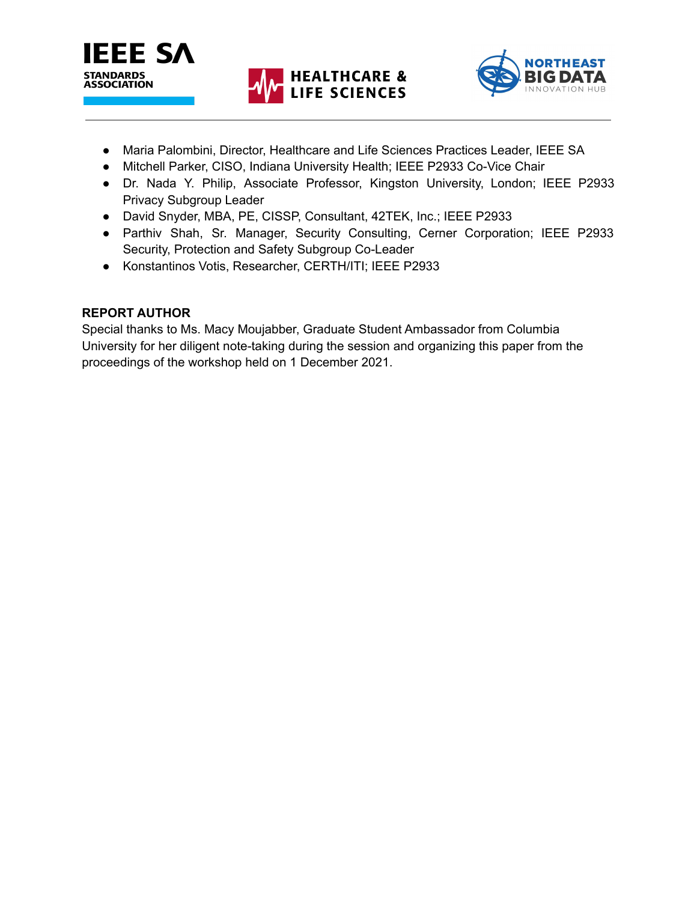- Maria Palombini, Director, Healthcare and Life Sciences Practices Leader, IEEE SA
- Mitchell Parker, CISO, Indiana University Health; IEEE P2933 Co-Vice Chair
- Dr. Nada Y. Philip, Associate Professor, Kingston University, London; IEEE P2933 Privacy Subgroup Leader
- David Snyder, MBA, PE, CISSP, Consultant, 42TEK, Inc.; IEEE P2933
- Parthiv Shah, Sr. Manager, Security Consulting, Cerner Corporation; IEEE P2933 Security, Protection and Safety Subgroup Co-Leader
- Konstantinos Votis, Researcher, CERTH/ITI; IEEE P2933

**REPORT AUTHOR**

Special thanks to Ms. Macy Moujabber, Graduate Student Ambassador from Columbia University for her diligent note-taking during the session and organizing this paper from the proceedings of the workshop held on 1 December 2021.